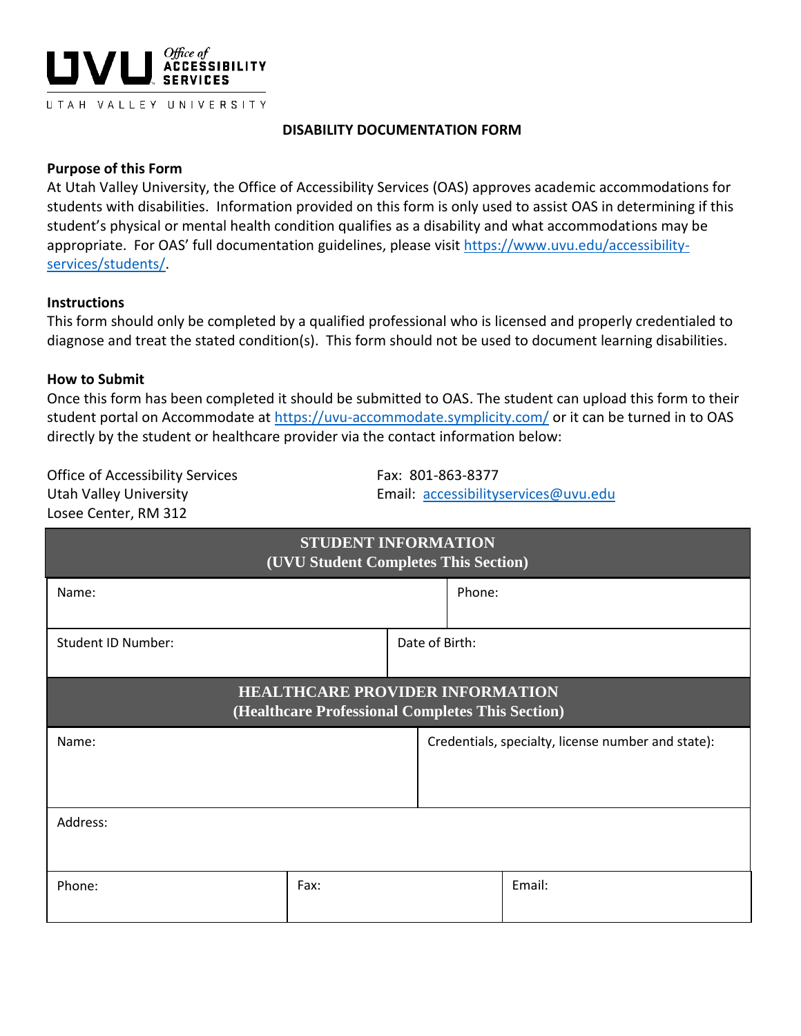Office of ACCESSIBILITY SERVICES
UTAH VALLEY UNIVERSITY

# DISABILITY DOCUMENTATION FORM

**Purpose of this Form**

At Utah Valley University, the Office of Accessibility Services (OAS) approves academic accommodations for students with disabilities. Information provided on this form is only used to assist OAS in determining if this student's physical or mental health condition qualifies as a disability and what accommodations may be appropriate. For OAS' full documentation guidelines, please visit https://www.uvu.edu/accessibility-services/students/.

**Instructions**

This form should only be completed by a qualified professional who is licensed and properly credentialed to diagnose and treat the stated condition(s). This form should not be used to document learning disabilities.

**How to Submit**

Once this form has been completed it should be submitted to OAS. The student can upload this form to their student portal on Accommodate at https://uvu-accommodate.symplicity.com/ or it can be turned in to OAS directly by the student or healthcare provider via the contact information below:

Office of Accessibility Services
Utah Valley University
Losee Center, RM 312

Fax: 801-863-8377
Email: accessibilityservices@uvu.edu

| STUDENT INFORMATION (UVU Student Completes This Section) | |
|---|---|
| Name: | Phone: |
| Student ID Number: | Date of Birth: |

| HEALTHCARE PROVIDER INFORMATION (Healthcare Professional Completes This Section) | | |
|---|---|---|
| Name: | Credentials, specialty, license number and state): | |
| Address: | | |
| Phone: | Fax: | Email: |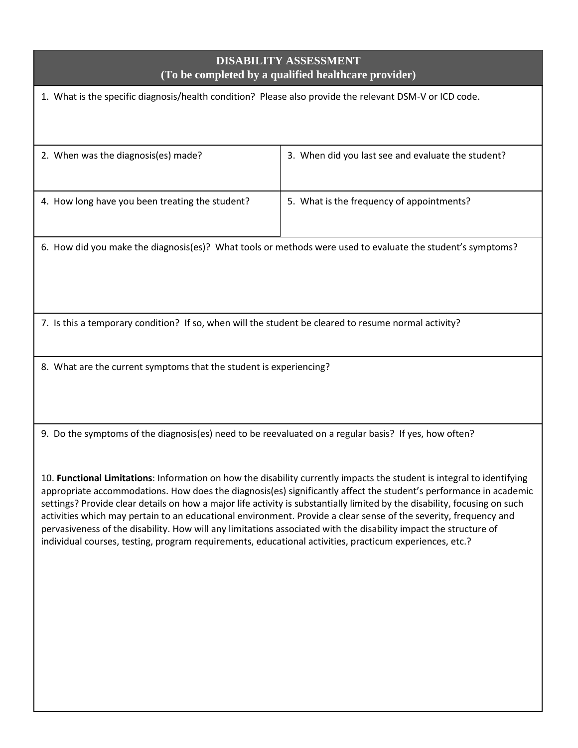## DISABILITY ASSESSMENT
**(To be completed by a qualified healthcare provider)**

1. What is the specific diagnosis/health condition? Please also provide the relevant DSM-V or ICD code.

| | |
|---|---|
| 2. When was the diagnosis(es) made? | 3. When did you last see and evaluate the student? |
| 4. How long have you been treating the student? | 5. What is the frequency of appointments? |

6. How did you make the diagnosis(es)? What tools or methods were used to evaluate the student's symptoms?

7. Is this a temporary condition? If so, when will the student be cleared to resume normal activity?

8. What are the current symptoms that the student is experiencing?

9. Do the symptoms of the diagnosis(es) need to be reevaluated on a regular basis? If yes, how often?

10. **Functional Limitations**: Information on how the disability currently impacts the student is integral to identifying appropriate accommodations. How does the diagnosis(es) significantly affect the student's performance in academic settings? Provide clear details on how a major life activity is substantially limited by the disability, focusing on such activities which may pertain to an educational environment. Provide a clear sense of the severity, frequency and pervasiveness of the disability. How will any limitations associated with the disability impact the structure of individual courses, testing, program requirements, educational activities, practicum experiences, etc.?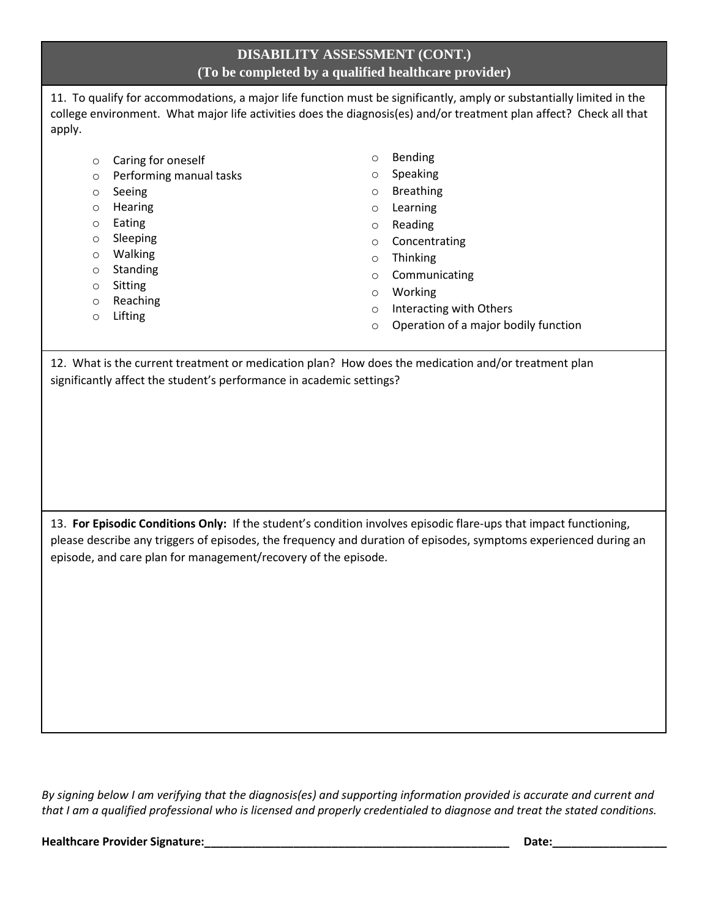## DISABILITY ASSESSMENT (CONT.)
## (To be completed by a qualified healthcare provider)

11. To qualify for accommodations, a major life function must be significantly, amply or substantially limited in the college environment. What major life activities does the diagnosis(es) and/or treatment plan affect? Check all that apply.

- Caring for oneself
- Performing manual tasks
- Seeing
- Hearing
- Eating
- Sleeping
- Walking
- Standing
- Sitting
- Reaching
- Lifting
- Bending
- Speaking
- Breathing
- Learning
- Reading
- Concentrating
- Thinking
- Communicating
- Working
- Interacting with Others
- Operation of a major bodily function

12. What is the current treatment or medication plan? How does the medication and/or treatment plan significantly affect the student's performance in academic settings?

13. **For Episodic Conditions Only:** If the student's condition involves episodic flare-ups that impact functioning, please describe any triggers of episodes, the frequency and duration of episodes, symptoms experienced during an episode, and care plan for management/recovery of the episode.

*By signing below I am verifying that the diagnosis(es) and supporting information provided is accurate and current and that I am a qualified professional who is licensed and properly credentialed to diagnose and treat the stated conditions.*

**Healthcare Provider Signature:**_______________________________________________ **Date:**_________________